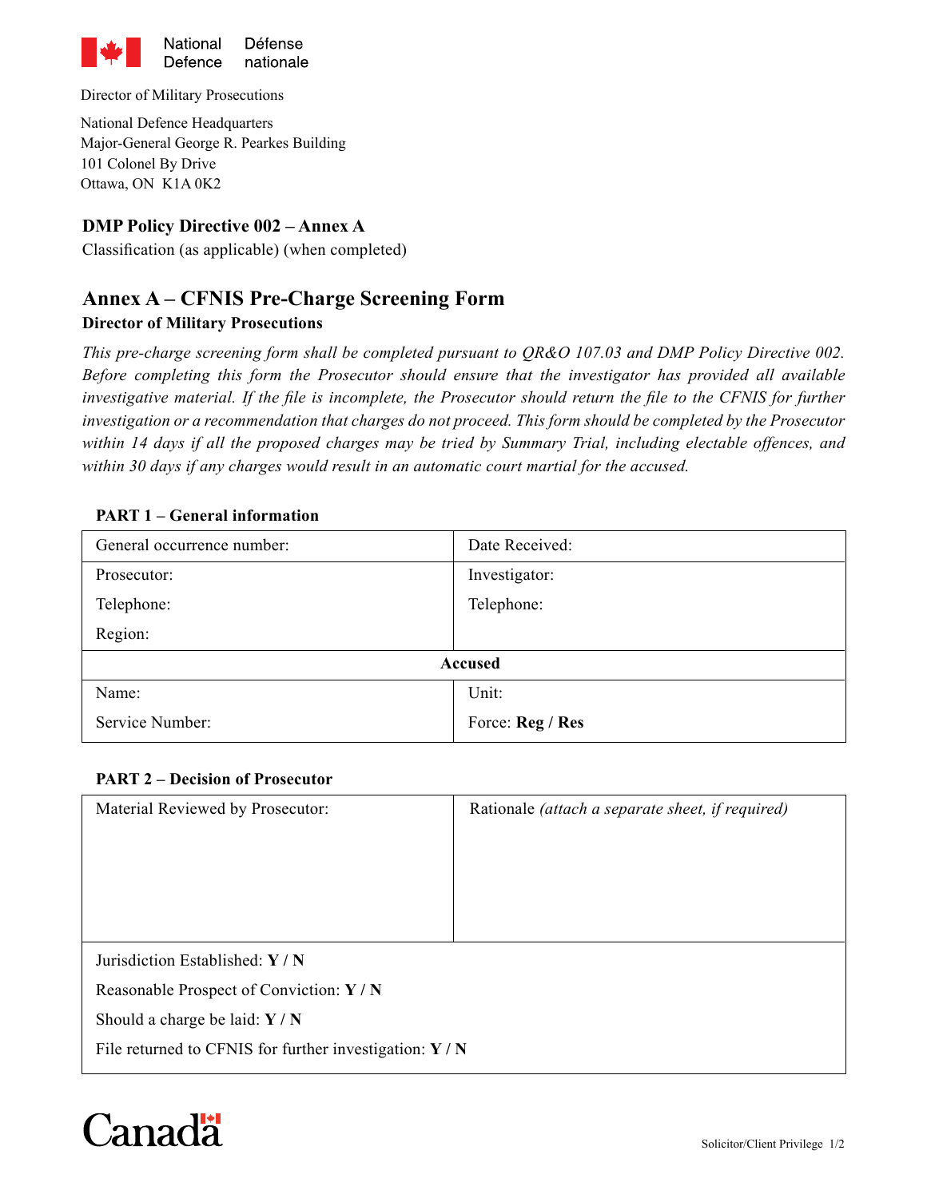National Defence Défense nationale

Director of Military Prosecutions

National Defence Headquarters
Major-General George R. Pearkes Building
101 Colonel By Drive
Ottawa, ON K1A 0K2

**DMP Policy Directive 002 – Annex A**

Classification (as applicable) (when completed)

## Annex A – CFNIS Pre-Charge Screening Form

**Director of Military Prosecutions**

*This pre-charge screening form shall be completed pursuant to QR&O 107.03 and DMP Policy Directive 002. Before completing this form the Prosecutor should ensure that the investigator has provided all available investigative material. If the file is incomplete, the Prosecutor should return the file to the CFNIS for further investigation or a recommendation that charges do not proceed. This form should be completed by the Prosecutor within 14 days if all the proposed charges may be tried by Summary Trial, including electable offences, and within 30 days if any charges would result in an automatic court martial for the accused.*

**PART 1 – General information**

| General occurrence number: | Date Received: |
|---|---|
| Prosecutor:<br>Telephone:<br>Region: | Investigator:<br>Telephone: |
| **Accused** | |
| Name:<br>Service Number: | Unit:<br>Force: **Reg / Res** |

**PART 2 – Decision of Prosecutor**

| Material Reviewed by Prosecutor: | Rationale *(attach a separate sheet, if required)* |
|---|---|
| Jurisdiction Established: **Y / N**<br>Reasonable Prospect of Conviction: **Y / N**<br>Should a charge be laid: **Y / N**<br>File returned to CFNIS for further investigation: **Y / N** | |

Canada

Solicitor/Client Privilege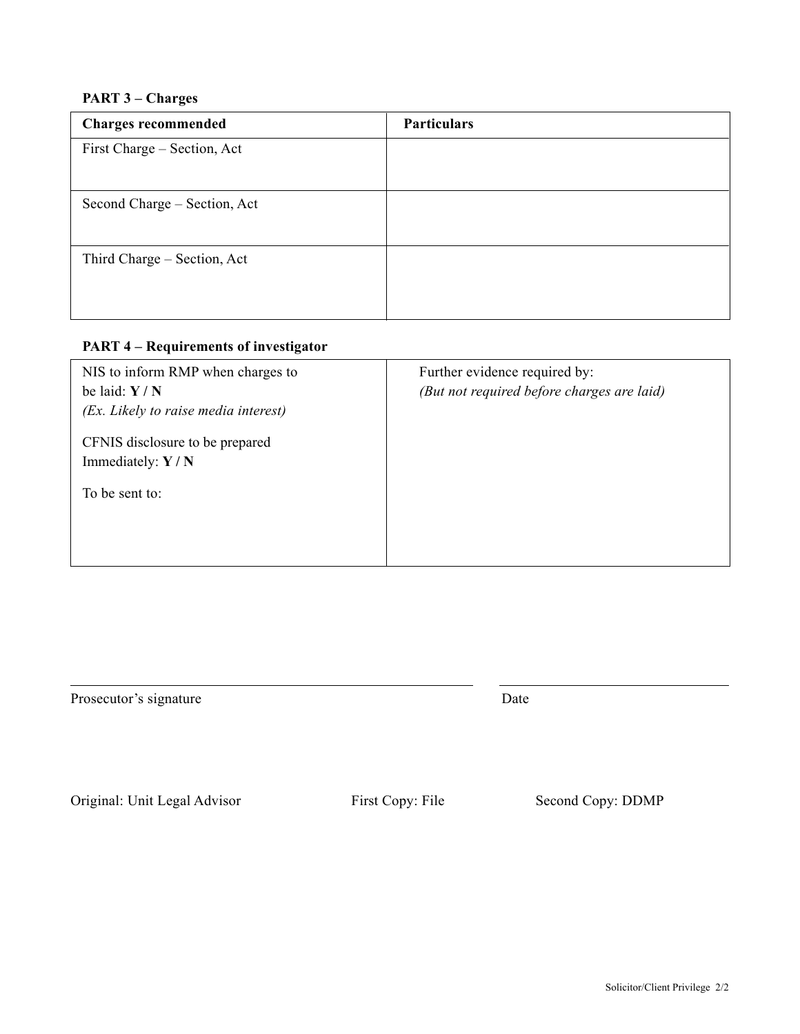**PART 3 – Charges**

| Charges recommended | Particulars |
|---|---|
| First Charge – Section, Act | |
| Second Charge – Section, Act | |
| Third Charge – Section, Act | |

**PART 4 – Requirements of investigator**

| | |
|---|---|
| NIS to inform RMP when charges to be laid: **Y / N**<br>*(Ex. Likely to raise media interest)*<br><br>CFNIS disclosure to be prepared Immediately: **Y / N**<br><br>To be sent to: | Further evidence required by:<br>*(But not required before charges are laid)* |

Prosecutor's signature

Date

Original: Unit Legal Advisor First Copy: File Second Copy: DDMP

Solicitor/Client Privilege